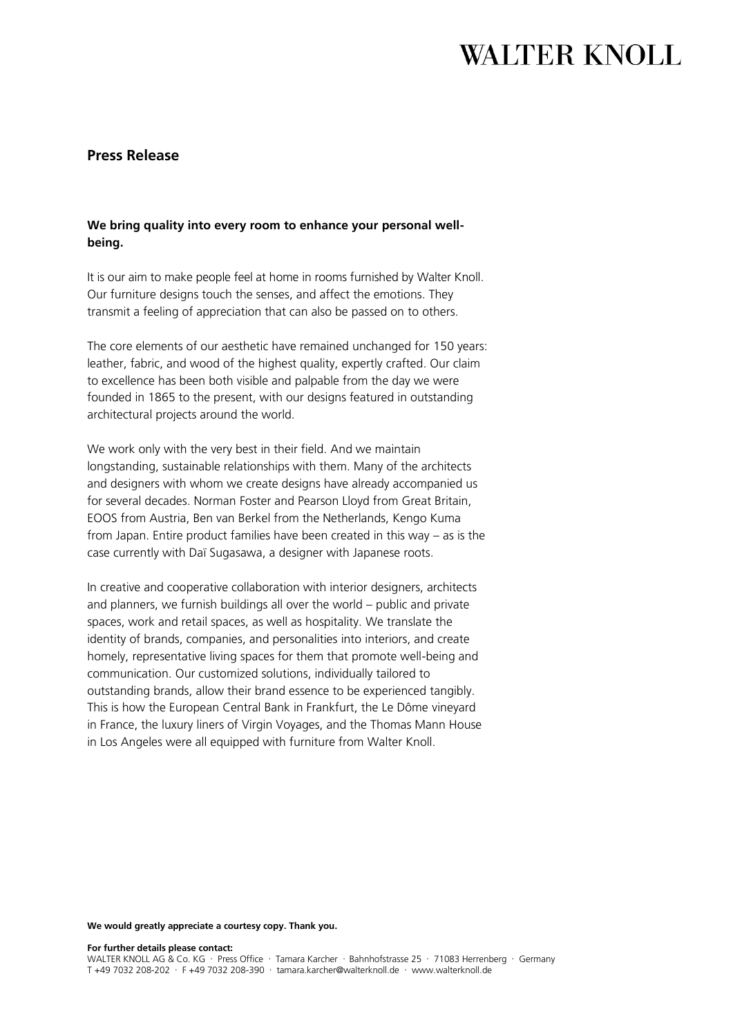## Press Release

**We bring quality into every room to enhance your personal well-being.**

It is our aim to make people feel at home in rooms furnished by Walter Knoll. Our furniture designs touch the senses, and affect the emotions. They transmit a feeling of appreciation that can also be passed on to others.

The core elements of our aesthetic have remained unchanged for 150 years: leather, fabric, and wood of the highest quality, expertly crafted. Our claim to excellence has been both visible and palpable from the day we were founded in 1865 to the present, with our designs featured in outstanding architectural projects around the world.

We work only with the very best in their field. And we maintain longstanding, sustainable relationships with them. Many of the architects and designers with whom we create designs have already accompanied us for several decades. Norman Foster and Pearson Lloyd from Great Britain, EOOS from Austria, Ben van Berkel from the Netherlands, Kengo Kuma from Japan. Entire product families have been created in this way – as is the case currently with Daï Sugasawa, a designer with Japanese roots.

In creative and cooperative collaboration with interior designers, architects and planners, we furnish buildings all over the world – public and private spaces, work and retail spaces, as well as hospitality. We translate the identity of brands, companies, and personalities into interiors, and create homely, representative living spaces for them that promote well-being and communication. Our customized solutions, individually tailored to outstanding brands, allow their brand essence to be experienced tangibly. This is how the European Central Bank in Frankfurt, the Le Dôme vineyard in France, the luxury liners of Virgin Voyages, and the Thomas Mann House in Los Angeles were all equipped with furniture from Walter Knoll.

**We would greatly appreciate a courtesy copy. Thank you.**

**For further details please contact:**
WALTER KNOLL AG & Co. KG · Press Office · Tamara Karcher · Bahnhofstrasse 25 · 71083 Herrenberg · Germany
T +49 7032 208-202 · F +49 7032 208-390 · tamara.karcher@walterknoll.de · www.walterknoll.de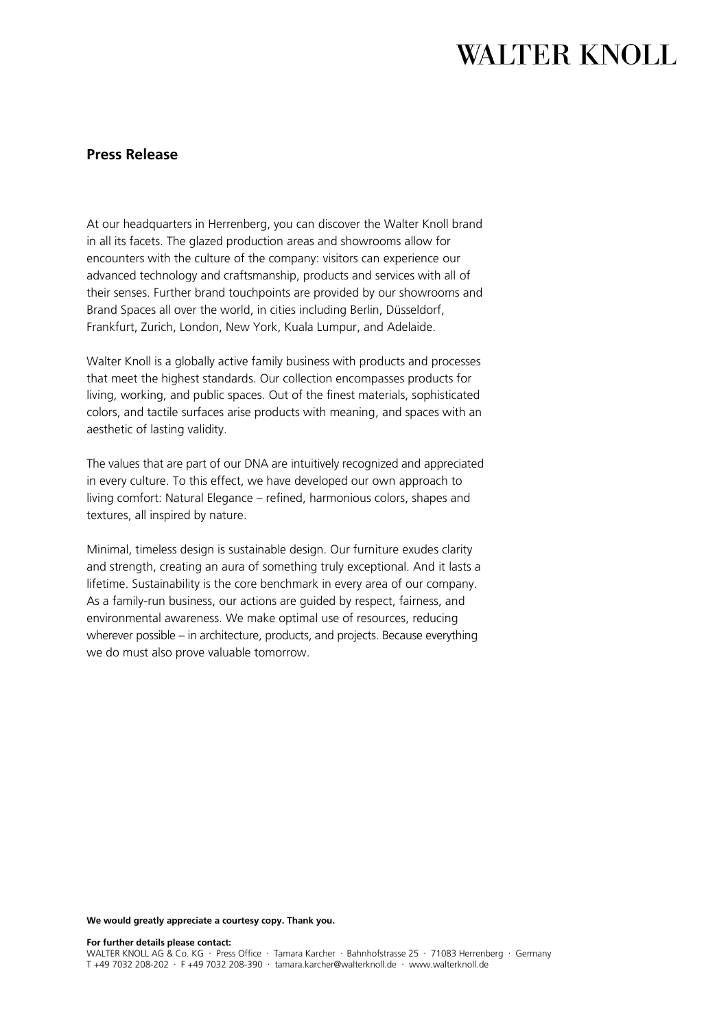## Press Release

At our headquarters in Herrenberg, you can discover the Walter Knoll brand in all its facets. The glazed production areas and showrooms allow for encounters with the culture of the company: visitors can experience our advanced technology and craftsmanship, products and services with all of their senses. Further brand touchpoints are provided by our showrooms and Brand Spaces all over the world, in cities including Berlin, Düsseldorf, Frankfurt, Zurich, London, New York, Kuala Lumpur, and Adelaide.

Walter Knoll is a globally active family business with products and processes that meet the highest standards. Our collection encompasses products for living, working, and public spaces. Out of the finest materials, sophisticated colors, and tactile surfaces arise products with meaning, and spaces with an aesthetic of lasting validity.

The values that are part of our DNA are intuitively recognized and appreciated in every culture. To this effect, we have developed our own approach to living comfort: Natural Elegance – refined, harmonious colors, shapes and textures, all inspired by nature.

Minimal, timeless design is sustainable design. Our furniture exudes clarity and strength, creating an aura of something truly exceptional. And it lasts a lifetime. Sustainability is the core benchmark in every area of our company. As a family-run business, our actions are guided by respect, fairness, and environmental awareness. We make optimal use of resources, reducing wherever possible – in architecture, products, and projects. Because everything we do must also prove valuable tomorrow.

**We would greatly appreciate a courtesy copy. Thank you.**

**For further details please contact:**
WALTER KNOLL AG & Co. KG · Press Office · Tamara Karcher · Bahnhofstrasse 25 · 71083 Herrenberg · Germany
T +49 7032 208-202 · F +49 7032 208-390 · tamara.karcher@walterknoll.de · www.walterknoll.de